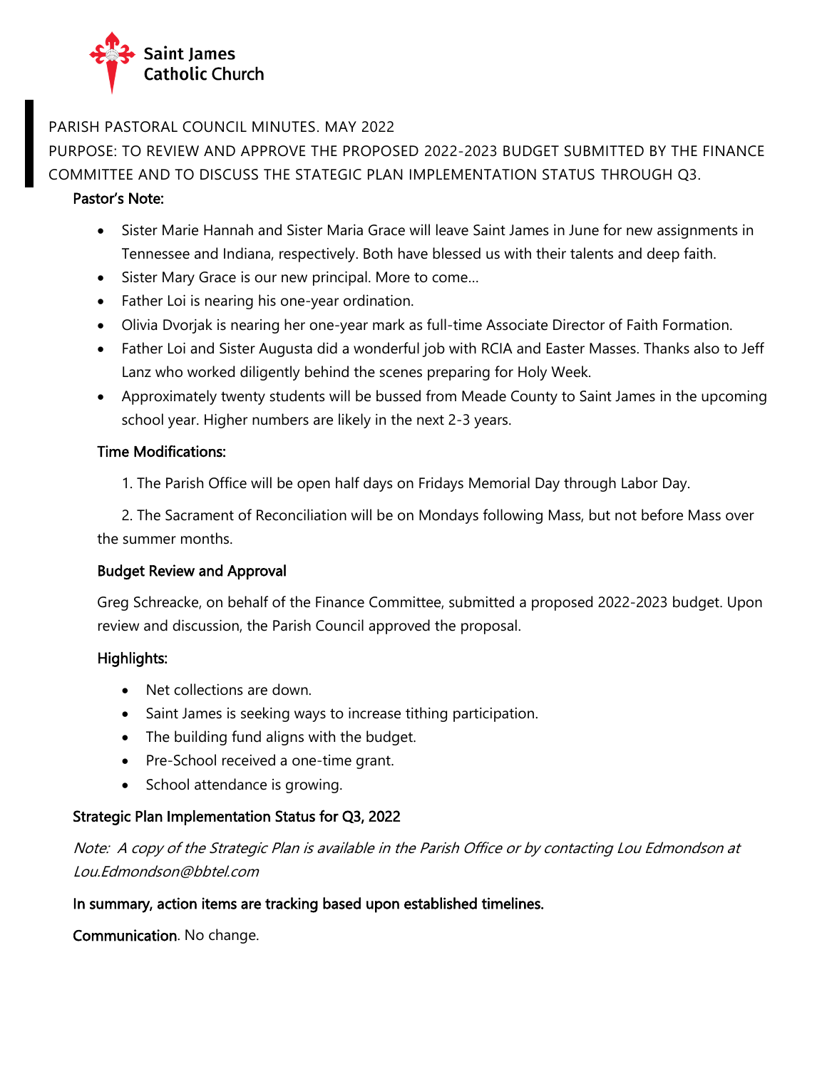Saint James Catholic Church

PARISH PASTORAL COUNCIL MINUTES. MAY 2022

PURPOSE: TO REVIEW AND APPROVE THE PROPOSED 2022-2023 BUDGET SUBMITTED BY THE FINANCE COMMITTEE AND TO DISCUSS THE STATEGIC PLAN IMPLEMENTATION STATUS THROUGH Q3.

**Pastor's Note:**

- Sister Marie Hannah and Sister Maria Grace will leave Saint James in June for new assignments in Tennessee and Indiana, respectively. Both have blessed us with their talents and deep faith.
- Sister Mary Grace is our new principal. More to come…
- Father Loi is nearing his one-year ordination.
- Olivia Dvorjak is nearing her one-year mark as full-time Associate Director of Faith Formation.
- Father Loi and Sister Augusta did a wonderful job with RCIA and Easter Masses. Thanks also to Jeff Lanz who worked diligently behind the scenes preparing for Holy Week.
- Approximately twenty students will be bussed from Meade County to Saint James in the upcoming school year. Higher numbers are likely in the next 2-3 years.

**Time Modifications:**

1. The Parish Office will be open half days on Fridays Memorial Day through Labor Day.

2. The Sacrament of Reconciliation will be on Mondays following Mass, but not before Mass over the summer months.

**Budget Review and Approval**

Greg Schreacke, on behalf of the Finance Committee, submitted a proposed 2022-2023 budget. Upon review and discussion, the Parish Council approved the proposal.

**Highlights:**

- Net collections are down.
- Saint James is seeking ways to increase tithing participation.
- The building fund aligns with the budget.
- Pre-School received a one-time grant.
- School attendance is growing.

**Strategic Plan Implementation Status for Q3, 2022**

*Note: A copy of the Strategic Plan is available in the Parish Office or by contacting Lou Edmondson at Lou.Edmondson@bbtel.com*

**In summary, action items are tracking based upon established timelines.**

**Communication**. No change.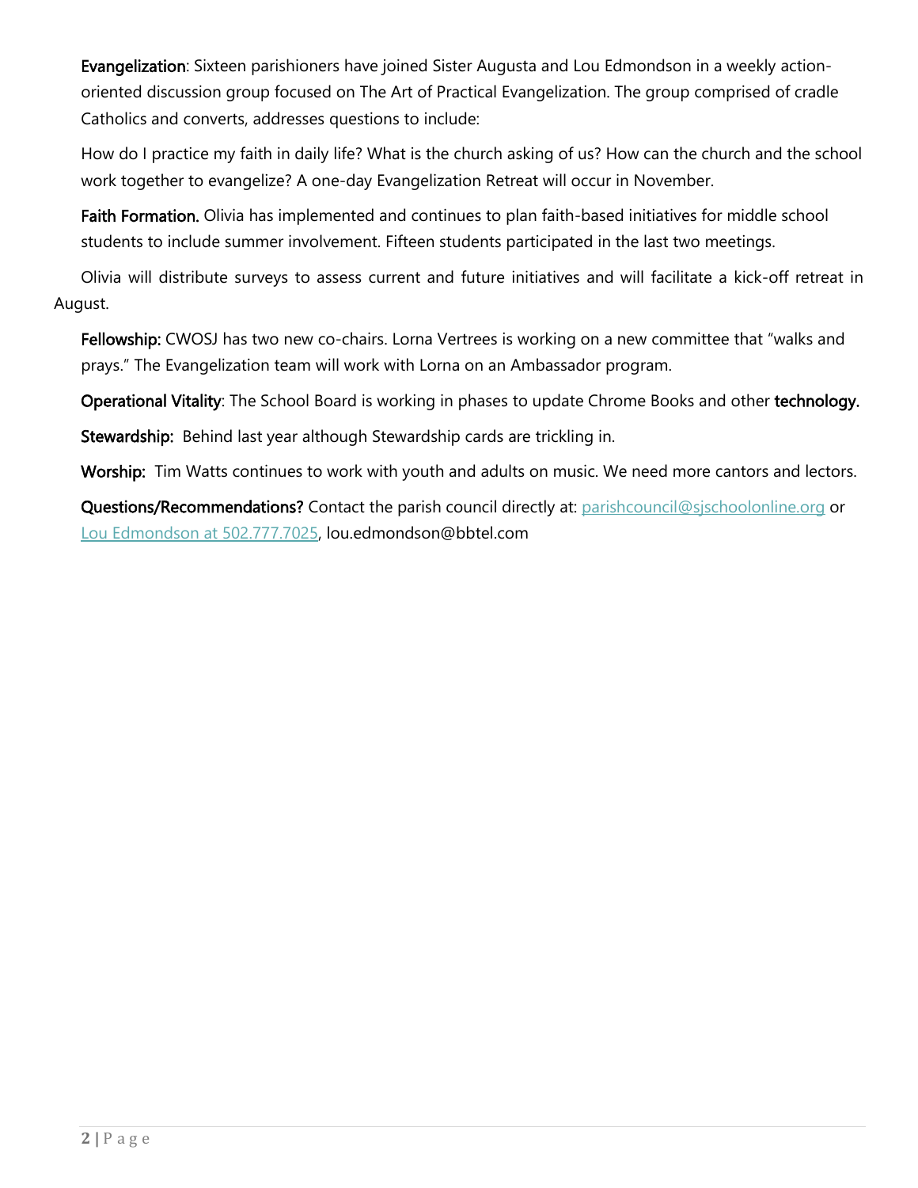**Evangelization**: Sixteen parishioners have joined Sister Augusta and Lou Edmondson in a weekly action-oriented discussion group focused on The Art of Practical Evangelization. The group comprised of cradle Catholics and converts, addresses questions to include:

How do I practice my faith in daily life? What is the church asking of us? How can the church and the school work together to evangelize? A one-day Evangelization Retreat will occur in November.

**Faith Formation.** Olivia has implemented and continues to plan faith-based initiatives for middle school students to include summer involvement. Fifteen students participated in the last two meetings.

Olivia will distribute surveys to assess current and future initiatives and will facilitate a kick-off retreat in August.

**Fellowship:** CWOSJ has two new co-chairs. Lorna Vertrees is working on a new committee that "walks and prays." The Evangelization team will work with Lorna on an Ambassador program.

**Operational Vitality**: The School Board is working in phases to update Chrome Books and other **technology.**

**Stewardship:** Behind last year although Stewardship cards are trickling in.

**Worship:** Tim Watts continues to work with youth and adults on music. We need more cantors and lectors.

**Questions/Recommendations?** Contact the parish council directly at: parishcouncil@sjschoolonline.org or Lou Edmondson at 502.777.7025, lou.edmondson@bbtel.com